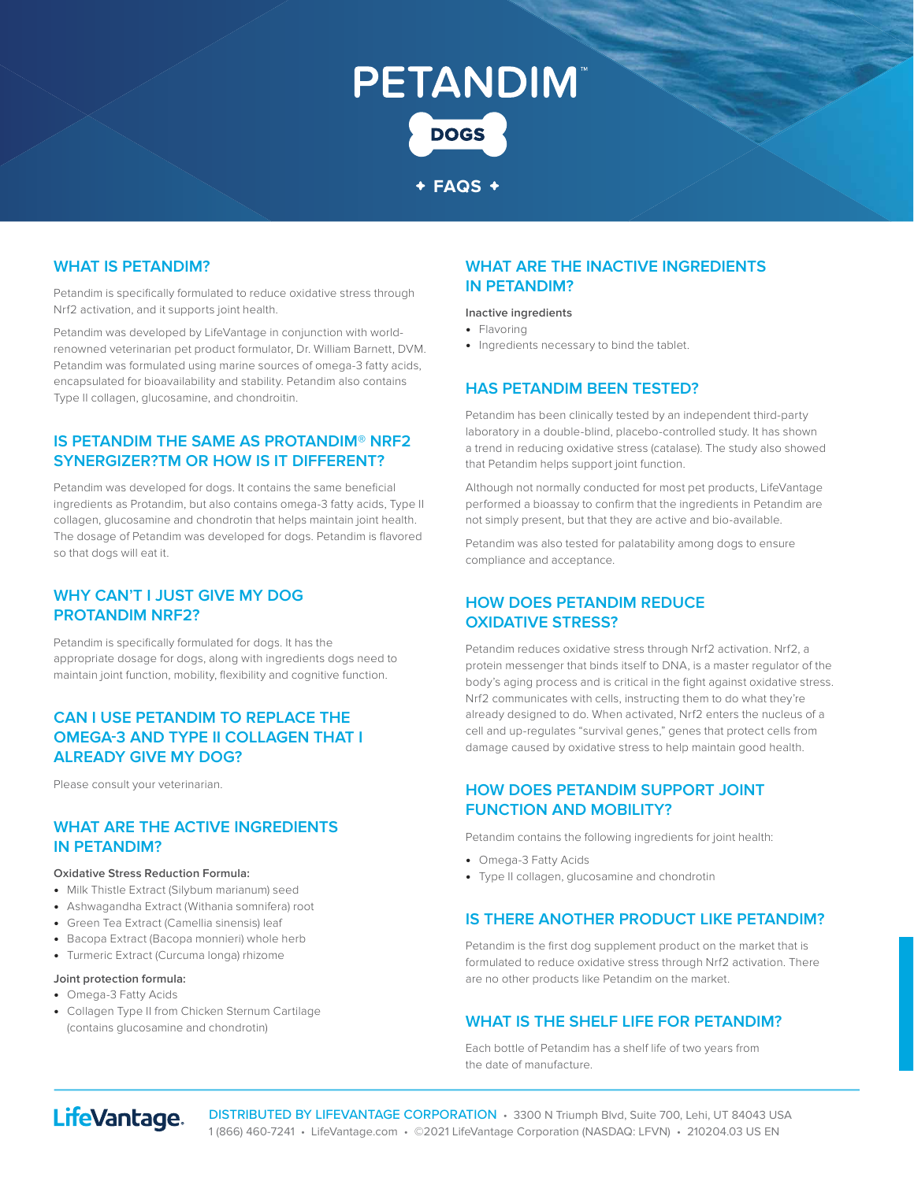# PETANDIM™

**DOGS**

**✦ FAQS ✦**

## WHAT IS PETANDIM?

Petandim is specifically formulated to reduce oxidative stress through Nrf2 activation, and it supports joint health.

Petandim was developed by LifeVantage in conjunction with world-renowned veterinarian pet product formulator, Dr. William Barnett, DVM. Petandim was formulated using marine sources of omega-3 fatty acids, encapsulated for bioavailability and stability. Petandim also contains Type II collagen, glucosamine, and chondroitin.

## IS PETANDIM THE SAME AS PROTANDIM® NRF2 SYNERGIZER?TM OR HOW IS IT DIFFERENT?

Petandim was developed for dogs. It contains the same beneficial ingredients as Protandim, but also contains omega-3 fatty acids, Type II collagen, glucosamine and chondrotin that helps maintain joint health. The dosage of Petandim was developed for dogs. Petandim is flavored so that dogs will eat it.

## WHY CAN'T I JUST GIVE MY DOG PROTANDIM NRF2?

Petandim is specifically formulated for dogs. It has the appropriate dosage for dogs, along with ingredients dogs need to maintain joint function, mobility, flexibility and cognitive function.

## CAN I USE PETANDIM TO REPLACE THE OMEGA-3 AND TYPE II COLLAGEN THAT I ALREADY GIVE MY DOG?

Please consult your veterinarian.

## WHAT ARE THE ACTIVE INGREDIENTS IN PETANDIM?

**Oxidative Stress Reduction Formula:**

- Milk Thistle Extract (Silybum marianum) seed
- Ashwagandha Extract (Withania somnifera) root
- Green Tea Extract (Camellia sinensis) leaf
- Bacopa Extract (Bacopa monnieri) whole herb
- Turmeric Extract (Curcuma longa) rhizome

**Joint protection formula:**

- Omega-3 Fatty Acids
- Collagen Type II from Chicken Sternum Cartilage (contains glucosamine and chondrotin)

## WHAT ARE THE INACTIVE INGREDIENTS IN PETANDIM?

**Inactive ingredients**

- Flavoring
- Ingredients necessary to bind the tablet.

## HAS PETANDIM BEEN TESTED?

Petandim has been clinically tested by an independent third-party laboratory in a double-blind, placebo-controlled study. It has shown a trend in reducing oxidative stress (catalase). The study also showed that Petandim helps support joint function.

Although not normally conducted for most pet products, LifeVantage performed a bioassay to confirm that the ingredients in Petandim are not simply present, but that they are active and bio-available.

Petandim was also tested for palatability among dogs to ensure compliance and acceptance.

## HOW DOES PETANDIM REDUCE OXIDATIVE STRESS?

Petandim reduces oxidative stress through Nrf2 activation. Nrf2, a protein messenger that binds itself to DNA, is a master regulator of the body's aging process and is critical in the fight against oxidative stress. Nrf2 communicates with cells, instructing them to do what they're already designed to do. When activated, Nrf2 enters the nucleus of a cell and up-regulates "survival genes," genes that protect cells from damage caused by oxidative stress to help maintain good health.

## HOW DOES PETANDIM SUPPORT JOINT FUNCTION AND MOBILITY?

Petandim contains the following ingredients for joint health:

- Omega-3 Fatty Acids
- Type II collagen, glucosamine and chondrotin

## IS THERE ANOTHER PRODUCT LIKE PETANDIM?

Petandim is the first dog supplement product on the market that is formulated to reduce oxidative stress through Nrf2 activation. There are no other products like Petandim on the market.

## WHAT IS THE SHELF LIFE FOR PETANDIM?

Each bottle of Petandim has a shelf life of two years from the date of manufacture.

LifeVantage.

DISTRIBUTED BY LIFEVANTAGE CORPORATION • 3300 N Triumph Blvd, Suite 700, Lehi, UT 84043 USA
1 (866) 460-7241 • LifeVantage.com • ©2021 LifeVantage Corporation (NASDAQ: LFVN) • 210204.03 US EN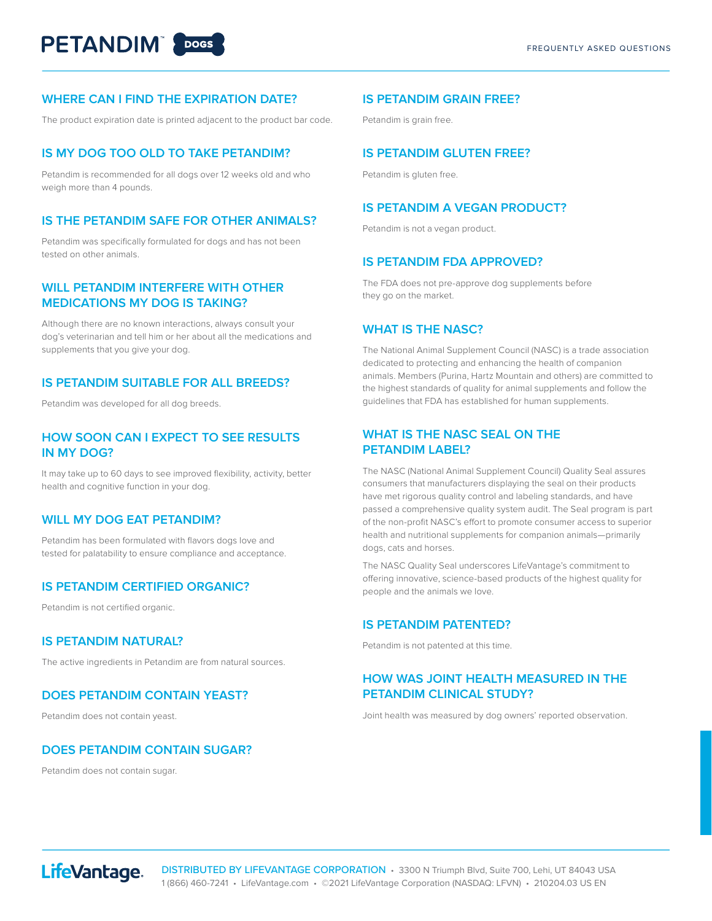# PETANDIM™ DOGS

FREQUENTLY ASKED QUESTIONS

## WHERE CAN I FIND THE EXPIRATION DATE?

The product expiration date is printed adjacent to the product bar code.

## IS MY DOG TOO OLD TO TAKE PETANDIM?

Petandim is recommended for all dogs over 12 weeks old and who weigh more than 4 pounds.

## IS THE PETANDIM SAFE FOR OTHER ANIMALS?

Petandim was specifically formulated for dogs and has not been tested on other animals.

## WILL PETANDIM INTERFERE WITH OTHER MEDICATIONS MY DOG IS TAKING?

Although there are no known interactions, always consult your dog's veterinarian and tell him or her about all the medications and supplements that you give your dog.

## IS PETANDIM SUITABLE FOR ALL BREEDS?

Petandim was developed for all dog breeds.

## HOW SOON CAN I EXPECT TO SEE RESULTS IN MY DOG?

It may take up to 60 days to see improved flexibility, activity, better health and cognitive function in your dog.

## WILL MY DOG EAT PETANDIM?

Petandim has been formulated with flavors dogs love and tested for palatability to ensure compliance and acceptance.

## IS PETANDIM CERTIFIED ORGANIC?

Petandim is not certified organic.

## IS PETANDIM NATURAL?

The active ingredients in Petandim are from natural sources.

## DOES PETANDIM CONTAIN YEAST?

Petandim does not contain yeast.

## DOES PETANDIM CONTAIN SUGAR?

Petandim does not contain sugar.

## IS PETANDIM GRAIN FREE?

Petandim is grain free.

## IS PETANDIM GLUTEN FREE?

Petandim is gluten free.

## IS PETANDIM A VEGAN PRODUCT?

Petandim is not a vegan product.

## IS PETANDIM FDA APPROVED?

The FDA does not pre-approve dog supplements before they go on the market.

## WHAT IS THE NASC?

The National Animal Supplement Council (NASC) is a trade association dedicated to protecting and enhancing the health of companion animals. Members (Purina, Hartz Mountain and others) are committed to the highest standards of quality for animal supplements and follow the guidelines that FDA has established for human supplements.

## WHAT IS THE NASC SEAL ON THE PETANDIM LABEL?

The NASC (National Animal Supplement Council) Quality Seal assures consumers that manufacturers displaying the seal on their products have met rigorous quality control and labeling standards, and have passed a comprehensive quality system audit. The Seal program is part of the non-profit NASC's effort to promote consumer access to superior health and nutritional supplements for companion animals—primarily dogs, cats and horses.

The NASC Quality Seal underscores LifeVantage's commitment to offering innovative, science-based products of the highest quality for people and the animals we love.

## IS PETANDIM PATENTED?

Petandim is not patented at this time.

## HOW WAS JOINT HEALTH MEASURED IN THE PETANDIM CLINICAL STUDY?

Joint health was measured by dog owners' reported observation.

LifeVantage.

DISTRIBUTED BY LIFEVANTAGE CORPORATION • 3300 N Triumph Blvd, Suite 700, Lehi, UT 84043 USA
1 (866) 460-7241 • LifeVantage.com • ©2021 LifeVantage Corporation (NASDAQ: LFVN) • 210204.03 US EN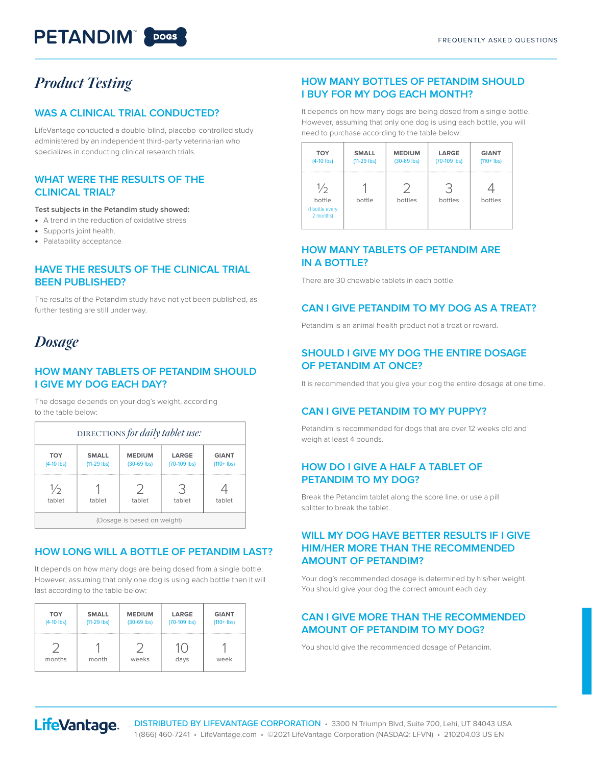# PETANDIM™ DOGS

FREQUENTLY ASKED QUESTIONS

## *Product Testing*

### WAS A CLINICAL TRIAL CONDUCTED?

LifeVantage conducted a double-blind, placebo-controlled study administered by an independent third-party veterinarian who specializes in conducting clinical research trials.

### WHAT WERE THE RESULTS OF THE CLINICAL TRIAL?

**Test subjects in the Petandim study showed:**

- A trend in the reduction of oxidative stress
- Supports joint health.
- Palatability acceptance

### HAVE THE RESULTS OF THE CLINICAL TRIAL BEEN PUBLISHED?

The results of the Petandim study have not yet been published, as further testing are still under way.

## *Dosage*

### HOW MANY TABLETS OF PETANDIM SHOULD I GIVE MY DOG EACH DAY?

The dosage depends on your dog's weight, according to the table below:

| DIRECTIONS *for daily tablet use:* | | | | |
|---|---|---|---|---|
| TOY (4-10 lbs) | SMALL (11-29 lbs) | MEDIUM (30-69 lbs) | LARGE (70-109 lbs) | GIANT (110+ lbs) |
| ½ tablet | 1 tablet | 2 tablet | 3 tablet | 4 tablet |
| (Dosage is based on weight) | | | | |

### HOW LONG WILL A BOTTLE OF PETANDIM LAST?

It depends on how many dogs are being dosed from a single bottle. However, assuming that only one dog is using each bottle then it will last according to the table below:

| TOY (4-10 lbs) | SMALL (11-29 lbs) | MEDIUM (30-69 lbs) | LARGE (70-109 lbs) | GIANT (110+ lbs) |
|---|---|---|---|---|
| 2 months | 1 month | 2 weeks | 10 days | 1 week |

### HOW MANY BOTTLES OF PETANDIM SHOULD I BUY FOR MY DOG EACH MONTH?

It depends on how many dogs are being dosed from a single bottle. However, assuming that only one dog is using each bottle, you will need to purchase according to the table below:

| TOY (4-10 lbs) | SMALL (11-29 lbs) | MEDIUM (30-69 lbs) | LARGE (70-109 lbs) | GIANT (110+ lbs) |
|---|---|---|---|---|
| ½ bottle (1 bottle every 2 months) | 1 bottle | 2 bottles | 3 bottles | 4 bottles |

### HOW MANY TABLETS OF PETANDIM ARE IN A BOTTLE?

There are 30 chewable tablets in each bottle.

### CAN I GIVE PETANDIM TO MY DOG AS A TREAT?

Petandim is an animal health product not a treat or reward.

### SHOULD I GIVE MY DOG THE ENTIRE DOSAGE OF PETANDIM AT ONCE?

It is recommended that you give your dog the entire dosage at one time.

### CAN I GIVE PETANDIM TO MY PUPPY?

Petandim is recommended for dogs that are over 12 weeks old and weigh at least 4 pounds.

### HOW DO I GIVE A HALF A TABLET OF PETANDIM TO MY DOG?

Break the Petandim tablet along the score line, or use a pill splitter to break the tablet.

### WILL MY DOG HAVE BETTER RESULTS IF I GIVE HIM/HER MORE THAN THE RECOMMENDED AMOUNT OF PETANDIM?

Your dog's recommended dosage is determined by his/her weight. You should give your dog the correct amount each day.

### CAN I GIVE MORE THAN THE RECOMMENDED AMOUNT OF PETANDIM TO MY DOG?

You should give the recommended dosage of Petandim.

LifeVantage. DISTRIBUTED BY LIFEVANTAGE CORPORATION • 3300 N Triumph Blvd, Suite 700, Lehi, UT 84043 USA
1 (866) 460-7241 • LifeVantage.com • ©2021 LifeVantage Corporation (NASDAQ: LFVN) • 210204.03 US EN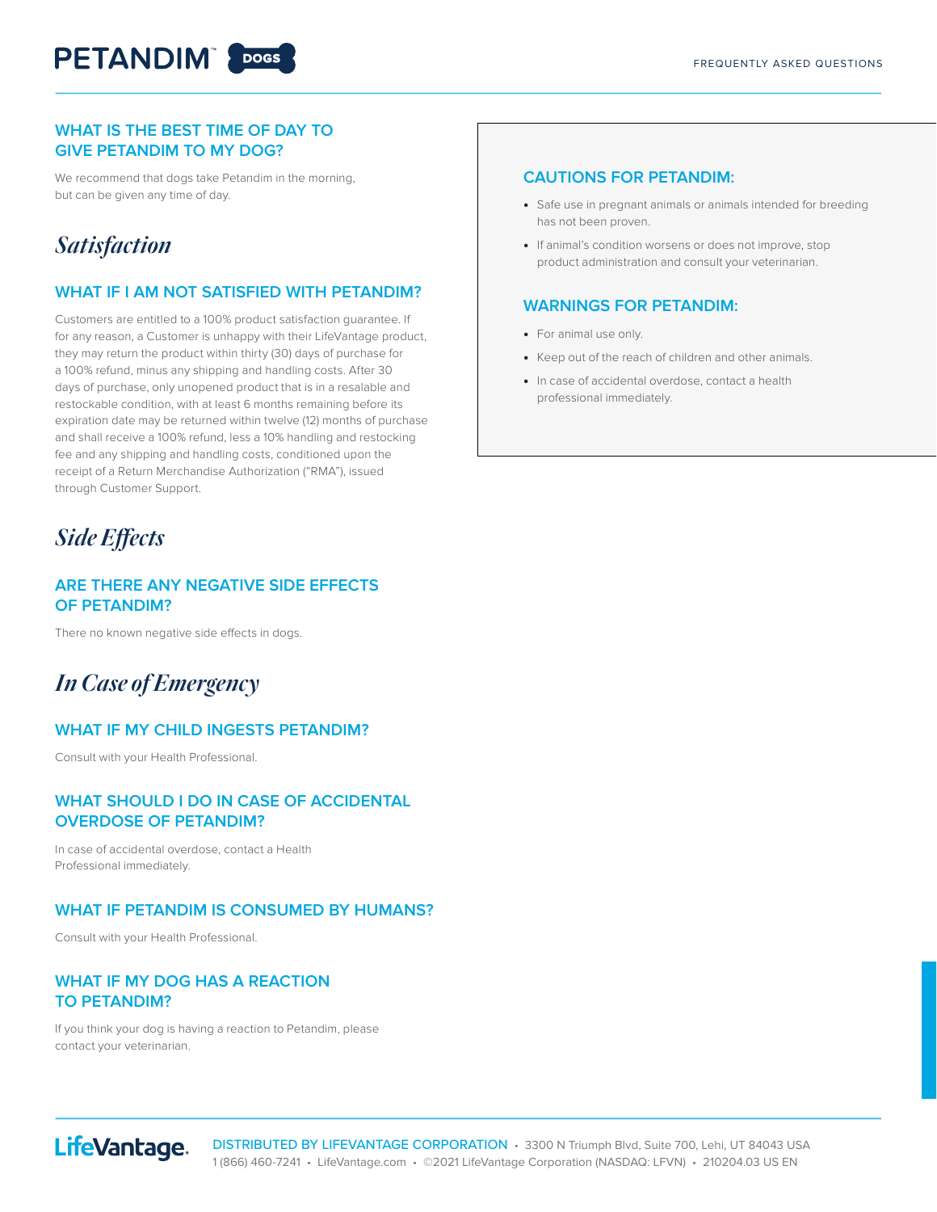### WHAT IS THE BEST TIME OF DAY TO GIVE PETANDIM TO MY DOG?

We recommend that dogs take Petandim in the morning, but can be given any time of day.

## *Satisfaction*

### WHAT IF I AM NOT SATISFIED WITH PETANDIM?

Customers are entitled to a 100% product satisfaction guarantee. If for any reason, a Customer is unhappy with their LifeVantage product, they may return the product within thirty (30) days of purchase for a 100% refund, minus any shipping and handling costs. After 30 days of purchase, only unopened product that is in a resalable and restockable condition, with at least 6 months remaining before its expiration date may be returned within twelve (12) months of purchase and shall receive a 100% refund, less a 10% handling and restocking fee and any shipping and handling costs, conditioned upon the receipt of a Return Merchandise Authorization ("RMA"), issued through Customer Support.

## *Side Effects*

### ARE THERE ANY NEGATIVE SIDE EFFECTS OF PETANDIM?

There no known negative side effects in dogs.

## *In Case of Emergency*

### WHAT IF MY CHILD INGESTS PETANDIM?

Consult with your Health Professional.

### WHAT SHOULD I DO IN CASE OF ACCIDENTAL OVERDOSE OF PETANDIM?

In case of accidental overdose, contact a Health Professional immediately.

### WHAT IF PETANDIM IS CONSUMED BY HUMANS?

Consult with your Health Professional.

### WHAT IF MY DOG HAS A REACTION TO PETANDIM?

If you think your dog is having a reaction to Petandim, please contact your veterinarian.

### CAUTIONS FOR PETANDIM:

- Safe use in pregnant animals or animals intended for breeding has not been proven.
- If animal's condition worsens or does not improve, stop product administration and consult your veterinarian.

### WARNINGS FOR PETANDIM:

- For animal use only.
- Keep out of the reach of children and other animals.
- In case of accidental overdose, contact a health professional immediately.

LifeVantage.

DISTRIBUTED BY LIFEVANTAGE CORPORATION • 3300 N Triumph Blvd, Suite 700, Lehi, UT 84043 USA
1 (866) 460-7241 • LifeVantage.com • ©2021 LifeVantage Corporation (NASDAQ: LFVN) • 210204.03 US EN